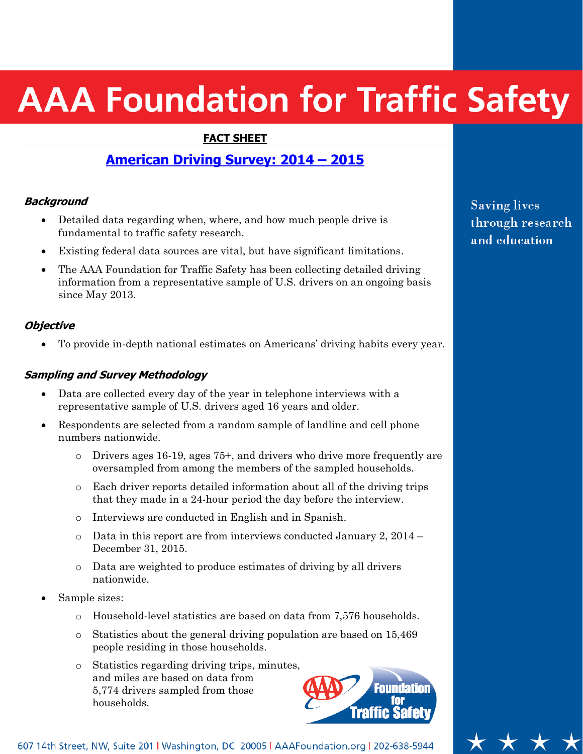# AAA Foundation for Traffic Safety

**FACT SHEET**

## American Driving Survey: 2014 – 2015

Saving lives through research and education

### *Background*

- Detailed data regarding when, where, and how much people drive is fundamental to traffic safety research.
- Existing federal data sources are vital, but have significant limitations.
- The AAA Foundation for Traffic Safety has been collecting detailed driving information from a representative sample of U.S. drivers on an ongoing basis since May 2013.

### *Objective*

- To provide in-depth national estimates on Americans' driving habits every year.

### *Sampling and Survey Methodology*

- Data are collected every day of the year in telephone interviews with a representative sample of U.S. drivers aged 16 years and older.
- Respondents are selected from a random sample of landline and cell phone numbers nationwide.
  - Drivers ages 16-19, ages 75+, and drivers who drive more frequently are oversampled from among the members of the sampled households.
  - Each driver reports detailed information about all of the driving trips that they made in a 24-hour period the day before the interview.
  - Interviews are conducted in English and in Spanish.
  - Data in this report are from interviews conducted January 2, 2014 – December 31, 2015.
  - Data are weighted to produce estimates of driving by all drivers nationwide.
- Sample sizes:
  - Household-level statistics are based on data from 7,576 households.
  - Statistics about the general driving population are based on 15,469 people residing in those households.
  - Statistics regarding driving trips, minutes, and miles are based on data from 5,774 drivers sampled from those households.

607 14th Street, NW, Suite 201 | Washington, DC 20005 | AAAFoundation.org | 202-638-5944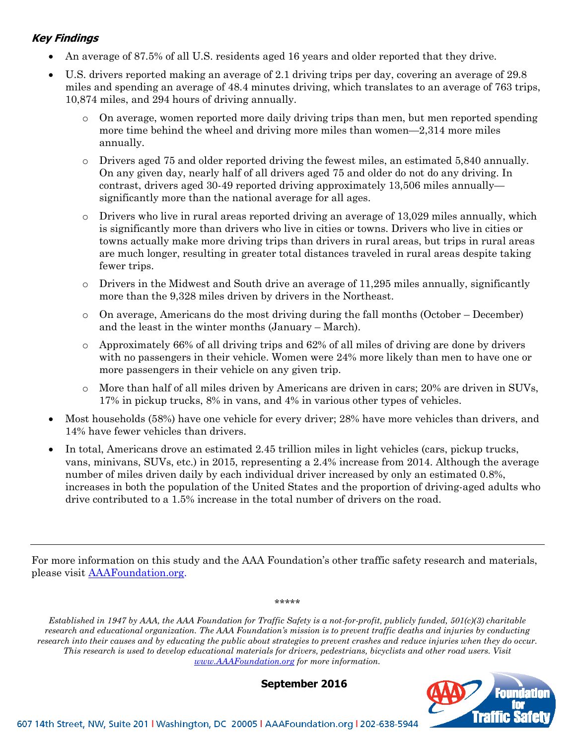### ***Key Findings***

- An average of 87.5% of all U.S. residents aged 16 years and older reported that they drive.
- U.S. drivers reported making an average of 2.1 driving trips per day, covering an average of 29.8 miles and spending an average of 48.4 minutes driving, which translates to an average of 763 trips, 10,874 miles, and 294 hours of driving annually.
    - On average, women reported more daily driving trips than men, but men reported spending more time behind the wheel and driving more miles than women—2,314 more miles annually.
    - Drivers aged 75 and older reported driving the fewest miles, an estimated 5,840 annually. On any given day, nearly half of all drivers aged 75 and older do not do any driving. In contrast, drivers aged 30-49 reported driving approximately 13,506 miles annually—significantly more than the national average for all ages.
    - Drivers who live in rural areas reported driving an average of 13,029 miles annually, which is significantly more than drivers who live in cities or towns. Drivers who live in cities or towns actually make more driving trips than drivers in rural areas, but trips in rural areas are much longer, resulting in greater total distances traveled in rural areas despite taking fewer trips.
    - Drivers in the Midwest and South drive an average of 11,295 miles annually, significantly more than the 9,328 miles driven by drivers in the Northeast.
    - On average, Americans do the most driving during the fall months (October – December) and the least in the winter months (January – March).
    - Approximately 66% of all driving trips and 62% of all miles of driving are done by drivers with no passengers in their vehicle. Women were 24% more likely than men to have one or more passengers in their vehicle on any given trip.
    - More than half of all miles driven by Americans are driven in cars; 20% are driven in SUVs, 17% in pickup trucks, 8% in vans, and 4% in various other types of vehicles.
- Most households (58%) have one vehicle for every driver; 28% have more vehicles than drivers, and 14% have fewer vehicles than drivers.
- In total, Americans drove an estimated 2.45 trillion miles in light vehicles (cars, pickup trucks, vans, minivans, SUVs, etc.) in 2015, representing a 2.4% increase from 2014. Although the average number of miles driven daily by each individual driver increased by only an estimated 0.8%, increases in both the population of the United States and the proportion of driving-aged adults who drive contributed to a 1.5% increase in the total number of drivers on the road.

---

For more information on this study and the AAA Foundation's other traffic safety research and materials, please visit [AAAFoundation.org](http://AAAFoundation.org).

*****

*Established in 1947 by AAA, the AAA Foundation for Traffic Safety is a not-for-profit, publicly funded, 501(c)(3) charitable research and educational organization. The AAA Foundation's mission is to prevent traffic deaths and injuries by conducting research into their causes and by educating the public about strategies to prevent crashes and reduce injuries when they do occur. This research is used to develop educational materials for drivers, pedestrians, bicyclists and other road users. Visit [www.AAAFoundation.org](http://www.AAAFoundation.org) for more information.*

**September 2016**

607 14th Street, NW, Suite 201 | Washington, DC 20005 | AAAFoundation.org | 202-638-5944

AAA Foundation for Traffic Safety